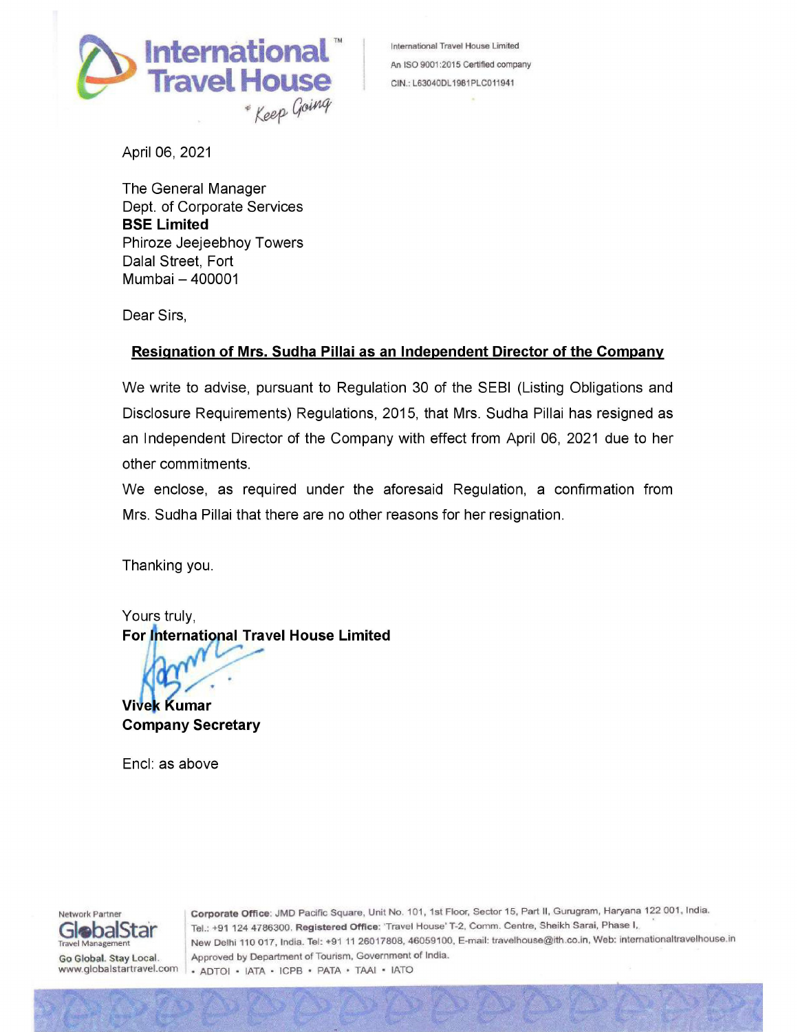International Travel House Limited
An ISO 9001:2015 Certified company
CIN.: L63040DL1981PLC011941

April 06, 2021

The General Manager
Dept. of Corporate Services
**BSE Limited**
Phiroze Jeejeebhoy Towers
Dalal Street, Fort
Mumbai – 400001

Dear Sirs,

**<u>Resignation of Mrs. Sudha Pillai as an Independent Director of the Company</u>**

We write to advise, pursuant to Regulation 30 of the SEBI (Listing Obligations and Disclosure Requirements) Regulations, 2015, that Mrs. Sudha Pillai has resigned as an Independent Director of the Company with effect from April 06, 2021 due to her other commitments.

We enclose, as required under the aforesaid Regulation, a confirmation from Mrs. Sudha Pillai that there are no other reasons for her resignation.

Thanking you.

Yours truly,
**For International Travel House Limited**

**Vivek Kumar**
**Company Secretary**

Encl: as above

Network Partner GlobalStar Travel Management — Go Global. Stay Local. www.globalstartravel.com

**Corporate Office**: JMD Pacific Square, Unit No. 101, 1st Floor, Sector 15, Part II, Gurugram, Haryana 122 001, India. Tel.: +91 124 4786300. **Registered Office**: 'Travel House' T-2, Comm. Centre, Sheikh Sarai, Phase I, New Delhi 110 017, India. Tel: +91 11 26017808, 46059100, E-mail: travelhouse@ith.co.in, Web: internationaltravelhouse.in
Approved by Department of Tourism, Government of India.
• ADTOI • IATA • ICPB • PATA • TAAI • IATO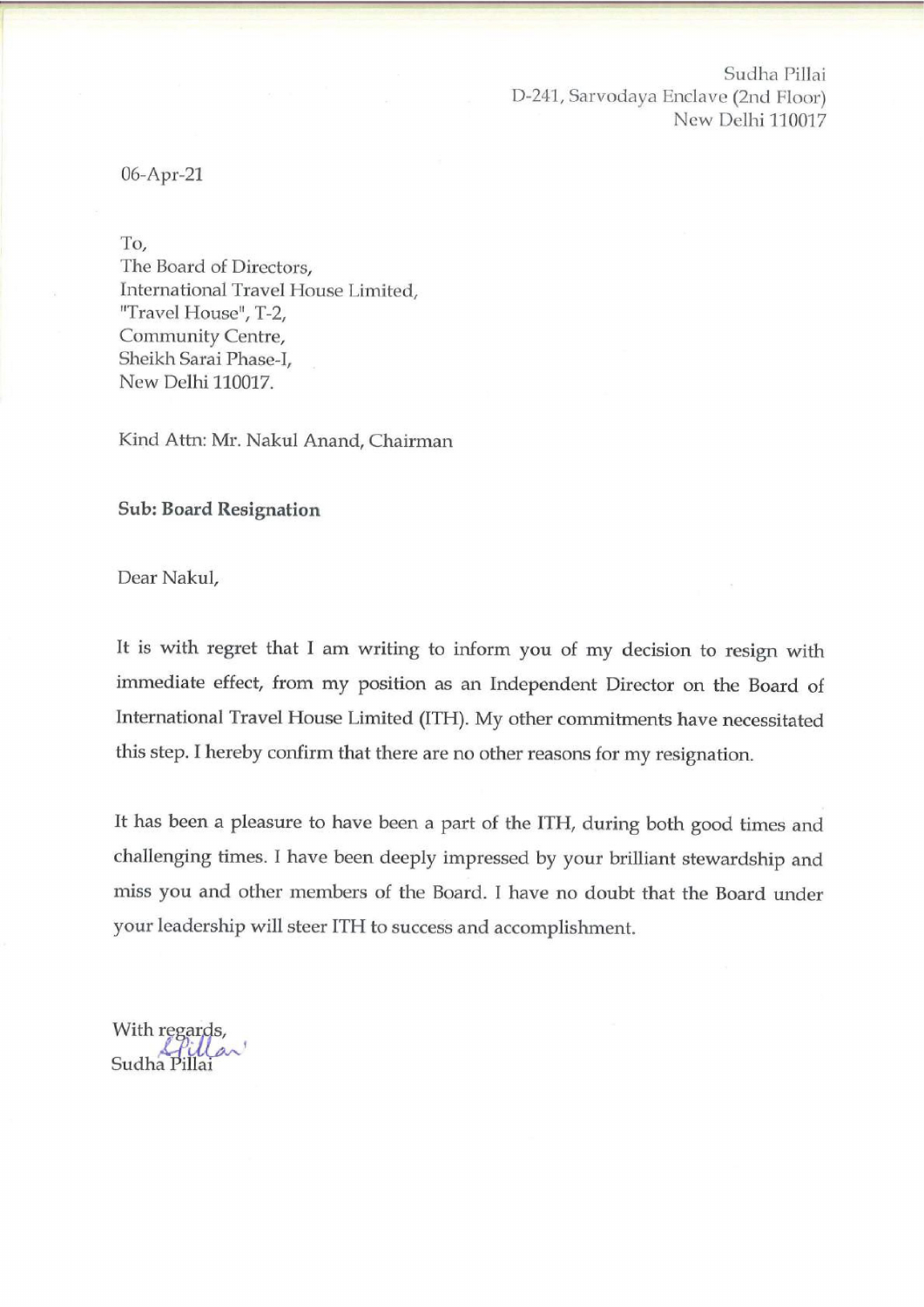Sudha Pillai
D-241, Sarvodaya Enclave (2nd Floor)
New Delhi 110017

06-Apr-21

To,
The Board of Directors,
International Travel House Limited,
"Travel House", T-2,
Community Centre,
Sheikh Sarai Phase-I,
New Delhi 110017.

Kind Attn: Mr. Nakul Anand, Chairman

**Sub: Board Resignation**

Dear Nakul,

It is with regret that I am writing to inform you of my decision to resign with immediate effect, from my position as an Independent Director on the Board of International Travel House Limited (ITH). My other commitments have necessitated this step. I hereby confirm that there are no other reasons for my resignation.

It has been a pleasure to have been a part of the ITH, during both good times and challenging times. I have been deeply impressed by your brilliant stewardship and miss you and other members of the Board. I have no doubt that the Board under your leadership will steer ITH to success and accomplishment.

With regards,
Sudha Pillai